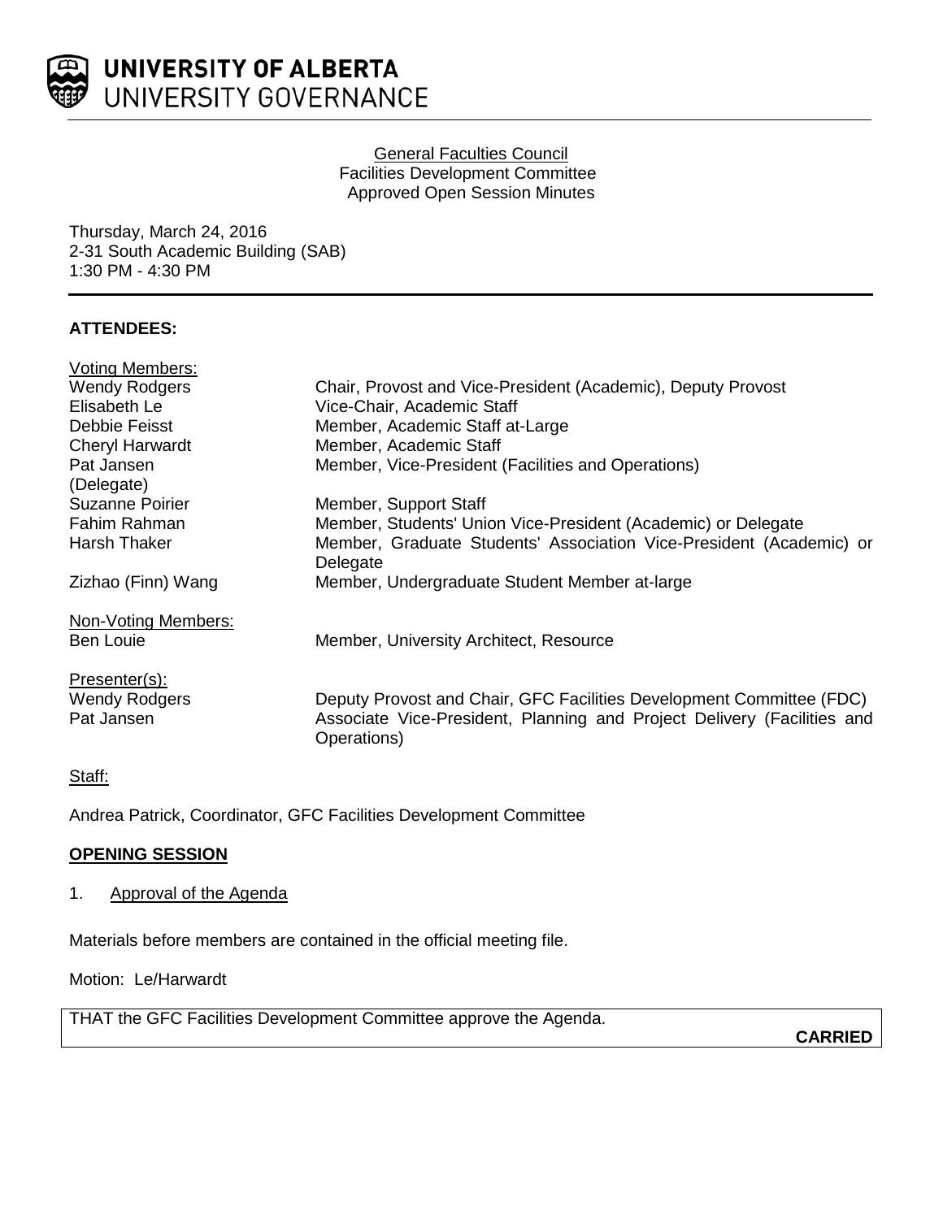UNIVERSITY OF ALBERTA
UNIVERSITY GOVERNANCE

General Faculties Council
Facilities Development Committee
Approved Open Session Minutes

Thursday, March 24, 2016
2-31 South Academic Building (SAB)
1:30 PM - 4:30 PM

**ATTENDEES:**

Voting Members:

| | |
|---|---|
| Wendy Rodgers | Chair, Provost and Vice-President (Academic), Deputy Provost |
| Elisabeth Le | Vice-Chair, Academic Staff |
| Debbie Feisst | Member, Academic Staff at-Large |
| Cheryl Harwardt | Member, Academic Staff |
| Pat Jansen (Delegate) | Member, Vice-President (Facilities and Operations) |
| Suzanne Poirier | Member, Support Staff |
| Fahim Rahman | Member, Students' Union Vice-President (Academic) or Delegate |
| Harsh Thaker | Member, Graduate Students' Association Vice-President (Academic) or Delegate |
| Zizhao (Finn) Wang | Member, Undergraduate Student Member at-large |

Non-Voting Members:

| | |
|---|---|
| Ben Louie | Member, University Architect, Resource |

Presenter(s):

| | |
|---|---|
| Wendy Rodgers | Deputy Provost and Chair, GFC Facilities Development Committee (FDC) |
| Pat Jansen | Associate Vice-President, Planning and Project Delivery (Facilities and Operations) |

Staff:

Andrea Patrick, Coordinator, GFC Facilities Development Committee

**OPENING SESSION**

1. Approval of the Agenda

Materials before members are contained in the official meeting file.

Motion: Le/Harwardt

THAT the GFC Facilities Development Committee approve the Agenda.

**CARRIED**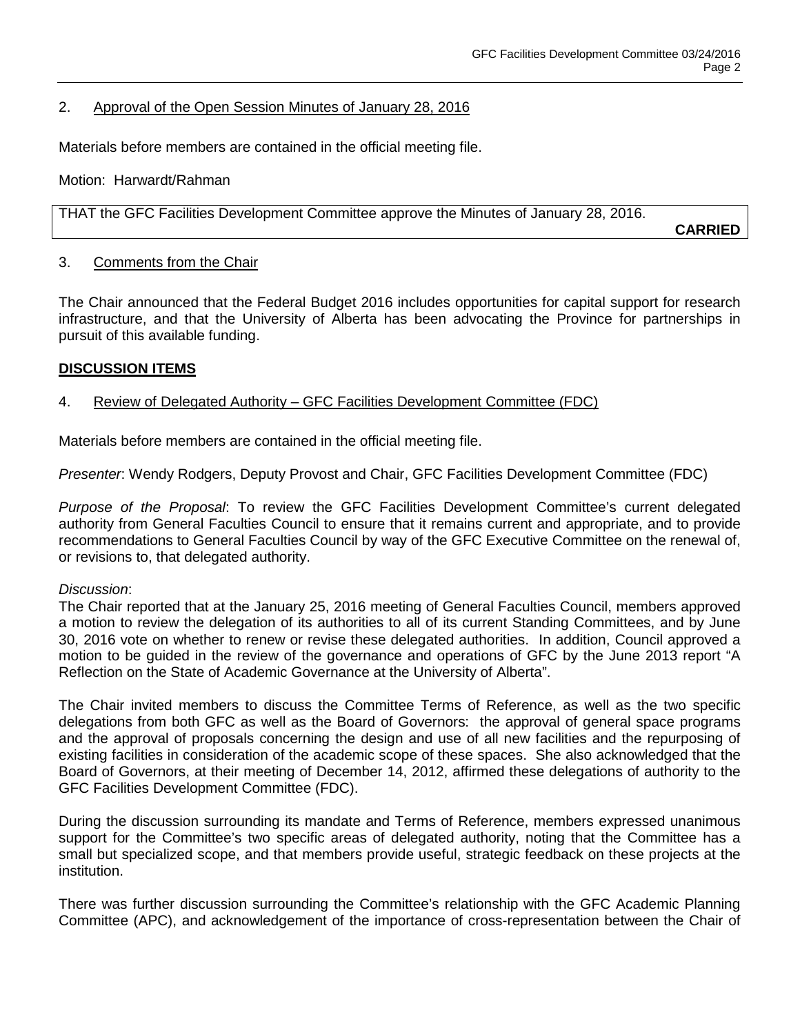2. Approval of the Open Session Minutes of January 28, 2016

Materials before members are contained in the official meeting file.

Motion: Harwardt/Rahman

THAT the GFC Facilities Development Committee approve the Minutes of January 28, 2016.

**CARRIED**

3. Comments from the Chair

The Chair announced that the Federal Budget 2016 includes opportunities for capital support for research infrastructure, and that the University of Alberta has been advocating the Province for partnerships in pursuit of this available funding.

**DISCUSSION ITEMS**

4. Review of Delegated Authority – GFC Facilities Development Committee (FDC)

Materials before members are contained in the official meeting file.

*Presenter*: Wendy Rodgers, Deputy Provost and Chair, GFC Facilities Development Committee (FDC)

*Purpose of the Proposal*: To review the GFC Facilities Development Committee's current delegated authority from General Faculties Council to ensure that it remains current and appropriate, and to provide recommendations to General Faculties Council by way of the GFC Executive Committee on the renewal of, or revisions to, that delegated authority.

*Discussion*:

The Chair reported that at the January 25, 2016 meeting of General Faculties Council, members approved a motion to review the delegation of its authorities to all of its current Standing Committees, and by June 30, 2016 vote on whether to renew or revise these delegated authorities. In addition, Council approved a motion to be guided in the review of the governance and operations of GFC by the June 2013 report "A Reflection on the State of Academic Governance at the University of Alberta".

The Chair invited members to discuss the Committee Terms of Reference, as well as the two specific delegations from both GFC as well as the Board of Governors: the approval of general space programs and the approval of proposals concerning the design and use of all new facilities and the repurposing of existing facilities in consideration of the academic scope of these spaces. She also acknowledged that the Board of Governors, at their meeting of December 14, 2012, affirmed these delegations of authority to the GFC Facilities Development Committee (FDC).

During the discussion surrounding its mandate and Terms of Reference, members expressed unanimous support for the Committee's two specific areas of delegated authority, noting that the Committee has a small but specialized scope, and that members provide useful, strategic feedback on these projects at the institution.

There was further discussion surrounding the Committee's relationship with the GFC Academic Planning Committee (APC), and acknowledgement of the importance of cross-representation between the Chair of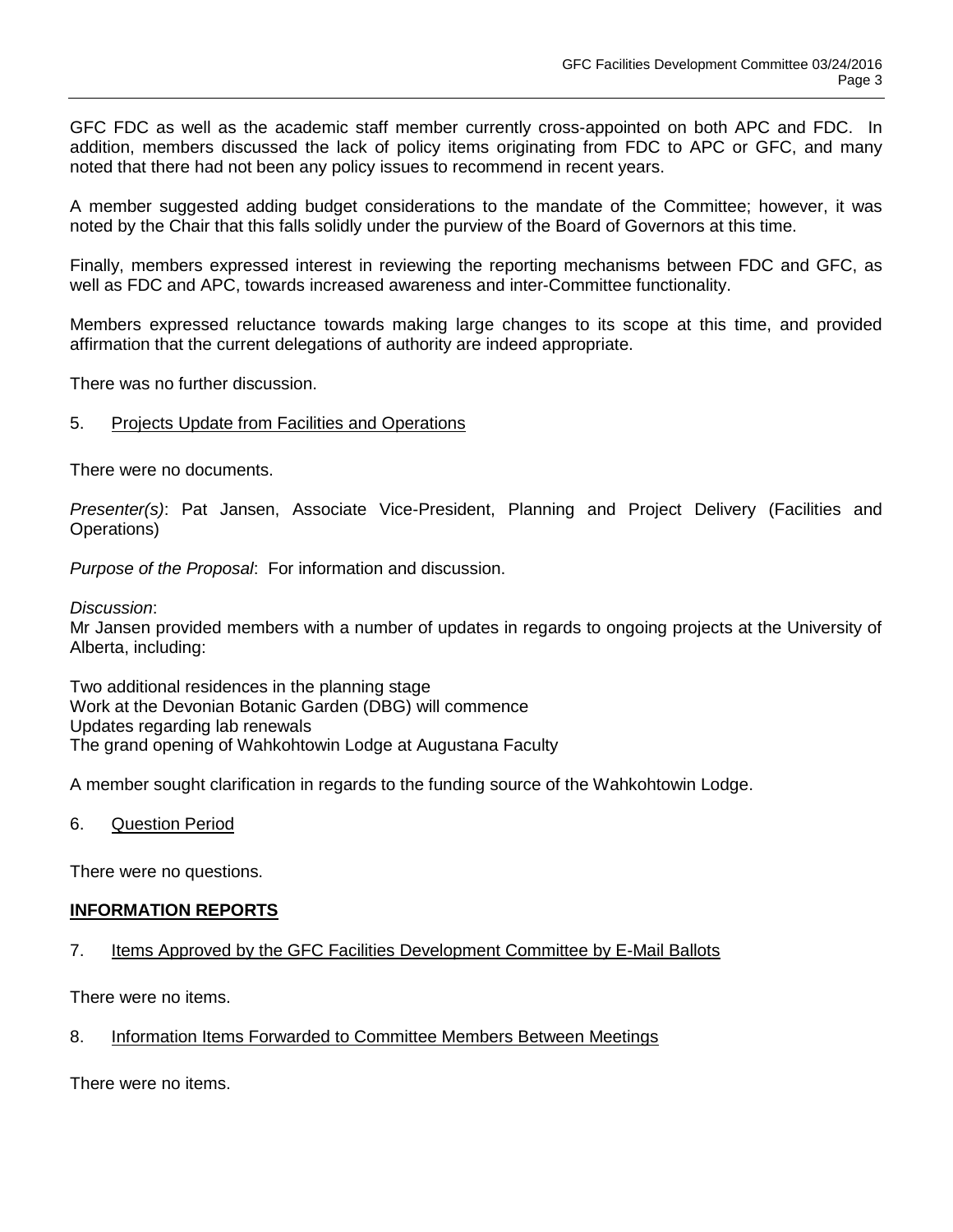GFC FDC as well as the academic staff member currently cross-appointed on both APC and FDC. In addition, members discussed the lack of policy items originating from FDC to APC or GFC, and many noted that there had not been any policy issues to recommend in recent years.

A member suggested adding budget considerations to the mandate of the Committee; however, it was noted by the Chair that this falls solidly under the purview of the Board of Governors at this time.

Finally, members expressed interest in reviewing the reporting mechanisms between FDC and GFC, as well as FDC and APC, towards increased awareness and inter-Committee functionality.

Members expressed reluctance towards making large changes to its scope at this time, and provided affirmation that the current delegations of authority are indeed appropriate.

There was no further discussion.

5. <u>Projects Update from Facilities and Operations</u>

There were no documents.

*Presenter(s)*: Pat Jansen, Associate Vice-President, Planning and Project Delivery (Facilities and Operations)

*Purpose of the Proposal*: For information and discussion.

*Discussion*:
Mr Jansen provided members with a number of updates in regards to ongoing projects at the University of Alberta, including:

Two additional residences in the planning stage
Work at the Devonian Botanic Garden (DBG) will commence
Updates regarding lab renewals
The grand opening of Wahkohtowin Lodge at Augustana Faculty

A member sought clarification in regards to the funding source of the Wahkohtowin Lodge.

6. <u>Question Period</u>

There were no questions.

**<u>INFORMATION REPORTS</u>**

7. <u>Items Approved by the GFC Facilities Development Committee by E-Mail Ballots</u>

There were no items.

8. <u>Information Items Forwarded to Committee Members Between Meetings</u>

There were no items.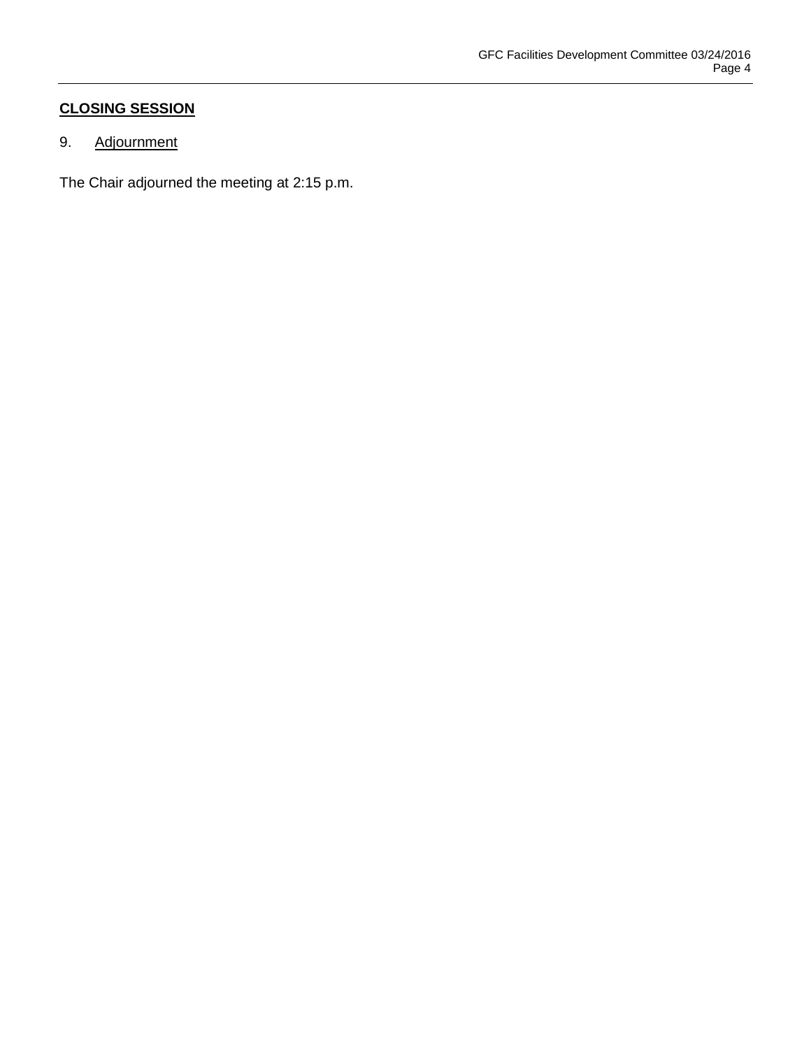## **CLOSING SESSION**

9. Adjournment

The Chair adjourned the meeting at 2:15 p.m.